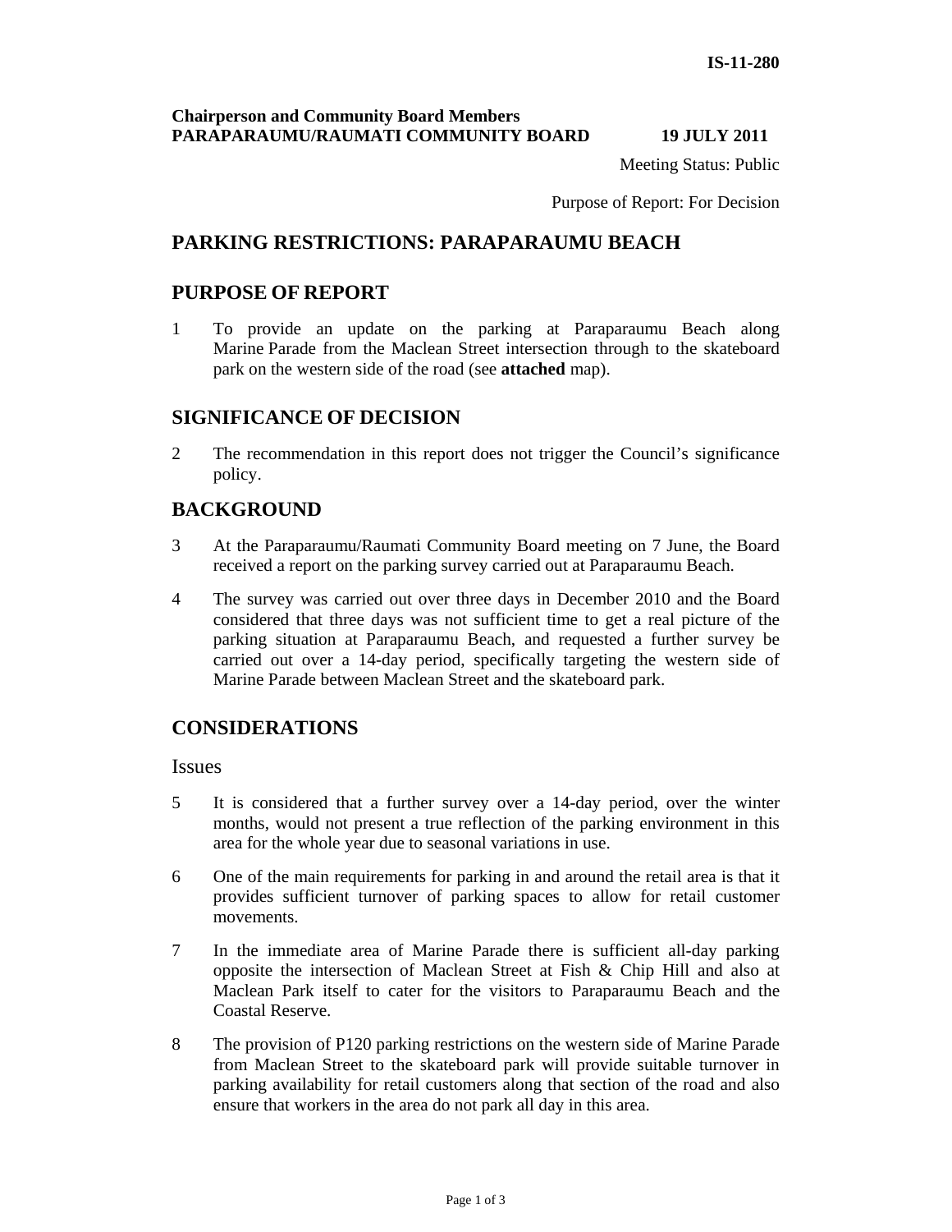IS-11-280

**Chairperson and Community Board Members**
**PARAPARAUMU/RAUMATI COMMUNITY BOARD** **19 JULY 2011**

Meeting Status: Public

Purpose of Report: For Decision

# PARKING RESTRICTIONS: PARAPARAUMU BEACH

## PURPOSE OF REPORT

1 To provide an update on the parking at Paraparaumu Beach along Marine Parade from the Maclean Street intersection through to the skateboard park on the western side of the road (see **attached** map).

## SIGNIFICANCE OF DECISION

2 The recommendation in this report does not trigger the Council's significance policy.

## BACKGROUND

3 At the Paraparaumu/Raumati Community Board meeting on 7 June, the Board received a report on the parking survey carried out at Paraparaumu Beach.

4 The survey was carried out over three days in December 2010 and the Board considered that three days was not sufficient time to get a real picture of the parking situation at Paraparaumu Beach, and requested a further survey be carried out over a 14-day period, specifically targeting the western side of Marine Parade between Maclean Street and the skateboard park.

## CONSIDERATIONS

### Issues

5 It is considered that a further survey over a 14-day period, over the winter months, would not present a true reflection of the parking environment in this area for the whole year due to seasonal variations in use.

6 One of the main requirements for parking in and around the retail area is that it provides sufficient turnover of parking spaces to allow for retail customer movements.

7 In the immediate area of Marine Parade there is sufficient all-day parking opposite the intersection of Maclean Street at Fish & Chip Hill and also at Maclean Park itself to cater for the visitors to Paraparaumu Beach and the Coastal Reserve.

8 The provision of P120 parking restrictions on the western side of Marine Parade from Maclean Street to the skateboard park will provide suitable turnover in parking availability for retail customers along that section of the road and also ensure that workers in the area do not park all day in this area.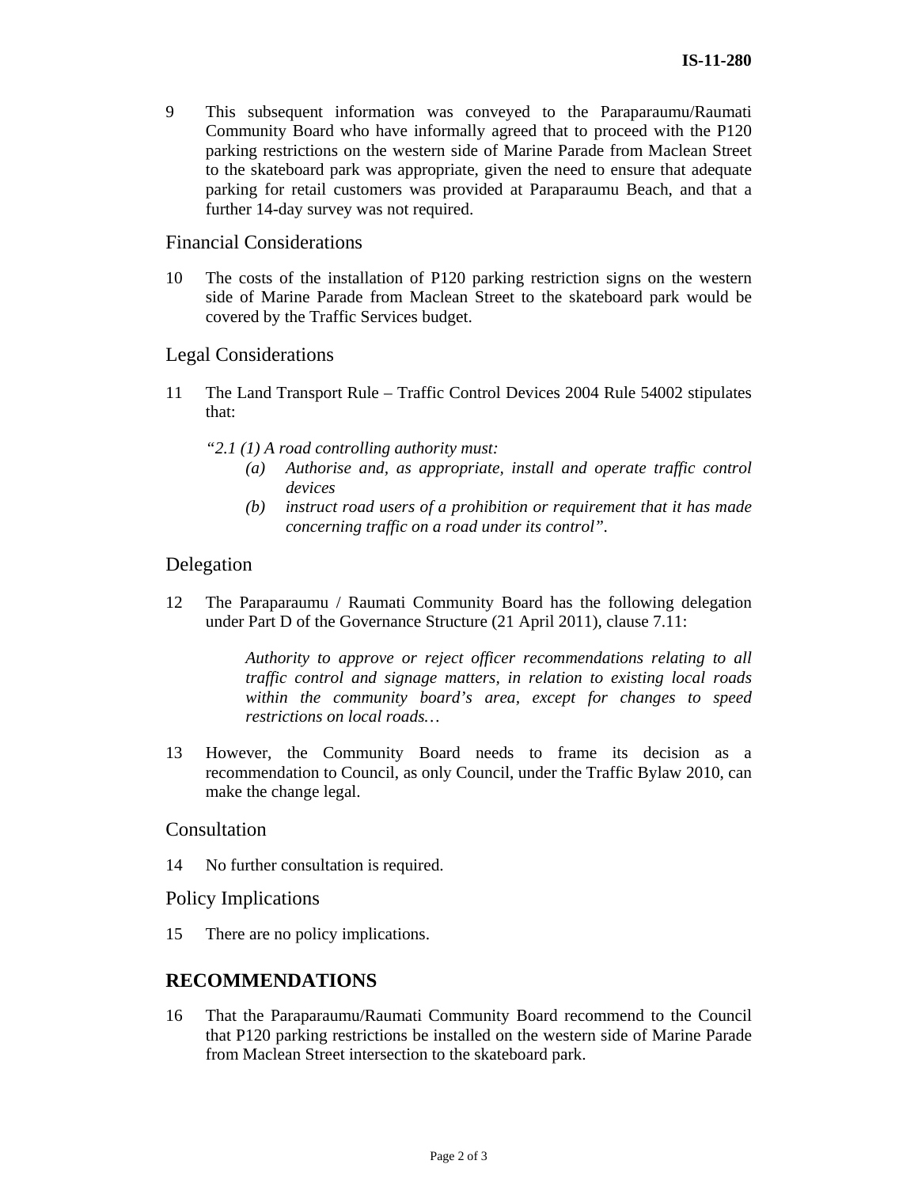9 This subsequent information was conveyed to the Paraparaumu/Raumati Community Board who have informally agreed that to proceed with the P120 parking restrictions on the western side of Marine Parade from Maclean Street to the skateboard park was appropriate, given the need to ensure that adequate parking for retail customers was provided at Paraparaumu Beach, and that a further 14-day survey was not required.

## Financial Considerations

10 The costs of the installation of P120 parking restriction signs on the western side of Marine Parade from Maclean Street to the skateboard park would be covered by the Traffic Services budget.

## Legal Considerations

11 The Land Transport Rule – Traffic Control Devices 2004 Rule 54002 stipulates that:

*"2.1 (1) A road controlling authority must:*

*(a) Authorise and, as appropriate, install and operate traffic control devices*

*(b) instruct road users of a prohibition or requirement that it has made concerning traffic on a road under its control".*

## Delegation

12 The Paraparaumu / Raumati Community Board has the following delegation under Part D of the Governance Structure (21 April 2011), clause 7.11:

> *Authority to approve or reject officer recommendations relating to all traffic control and signage matters, in relation to existing local roads within the community board's area, except for changes to speed restrictions on local roads…*

13 However, the Community Board needs to frame its decision as a recommendation to Council, as only Council, under the Traffic Bylaw 2010, can make the change legal.

## Consultation

14 No further consultation is required.

## Policy Implications

15 There are no policy implications.

## RECOMMENDATIONS

16 That the Paraparaumu/Raumati Community Board recommend to the Council that P120 parking restrictions be installed on the western side of Marine Parade from Maclean Street intersection to the skateboard park.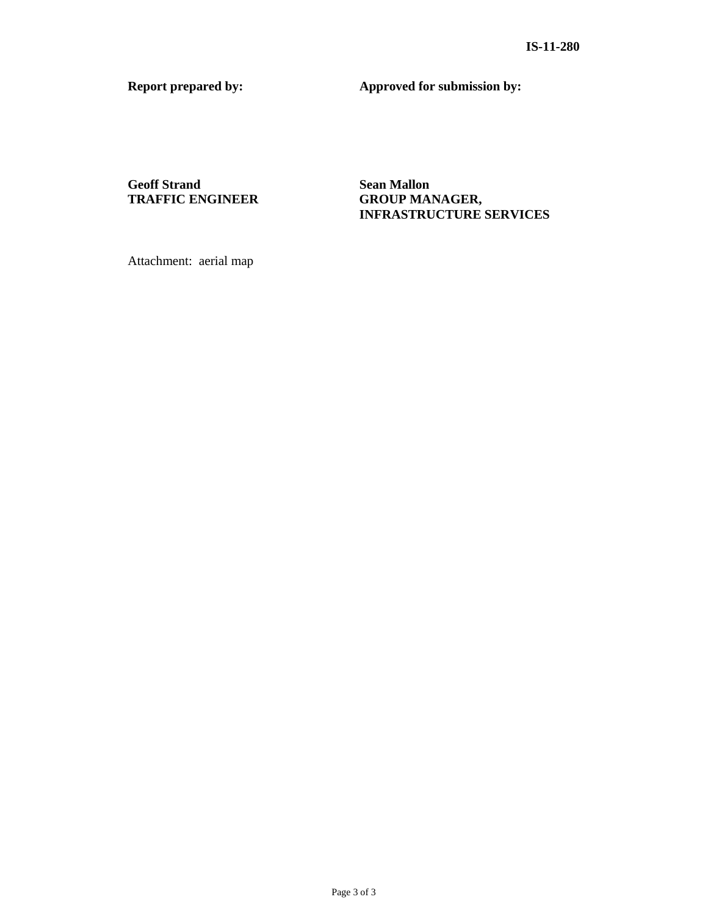**IS-11-280**

| **Report prepared by:** | **Approved for submission by:** |
| --- | --- |
| **Geoff Strand**<br>**TRAFFIC ENGINEER** | **Sean Mallon**<br>**GROUP MANAGER, INFRASTRUCTURE SERVICES** |

Attachment: aerial map